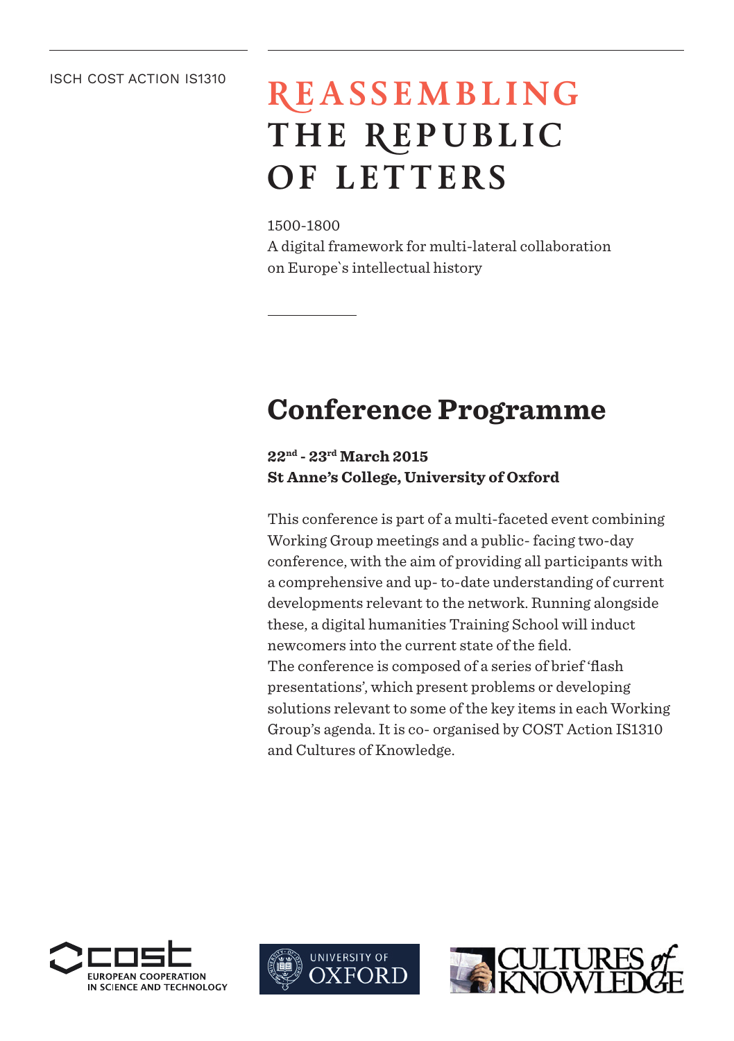ISCH COST ACTION IS1310

# REASSEMBLING THE REPUBLIC OF LETTERS

1500-1800
A digital framework for multi-lateral collaboration on Europe`s intellectual history

## Conference Programme

**22nd - 23rd March 2015**
**St Anne's College, University of Oxford**

This conference is part of a multi-faceted event combining Working Group meetings and a public- facing two-day conference, with the aim of providing all participants with a comprehensive and up- to-date understanding of current developments relevant to the network. Running alongside these, a digital humanities Training School will induct newcomers into the current state of the field.
The conference is composed of a series of brief 'flash presentations', which present problems or developing solutions relevant to some of the key items in each Working Group's agenda. It is co- organised by COST Action IS1310 and Cultures of Knowledge.

cost EUROPEAN COOPERATION IN SCIENCE AND TECHNOLOGY

UNIVERSITY OF OXFORD

CULTURES of KNOWLEDGE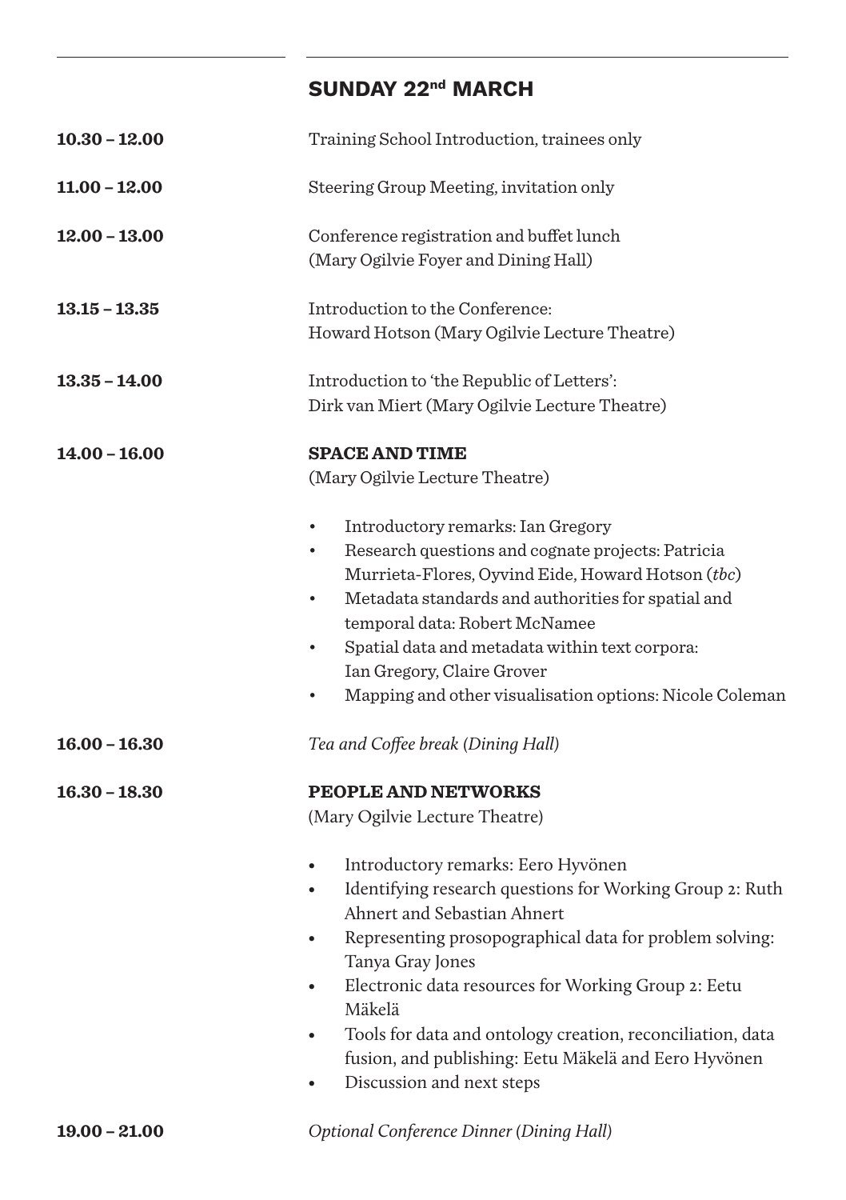## SUNDAY 22nd MARCH

**10.30 – 12.00** Training School Introduction, trainees only

**11.00 – 12.00** Steering Group Meeting, invitation only

**12.00 – 13.00** Conference registration and buffet lunch
(Mary Ogilvie Foyer and Dining Hall)

**13.15 – 13.35** Introduction to the Conference:
Howard Hotson (Mary Ogilvie Lecture Theatre)

**13.35 – 14.00** Introduction to 'the Republic of Letters':
Dirk van Miert (Mary Ogilvie Lecture Theatre)

**14.00 – 16.00** **SPACE AND TIME**
(Mary Ogilvie Lecture Theatre)

- Introductory remarks: Ian Gregory
- Research questions and cognate projects: Patricia Murrieta-Flores, Oyvind Eide, Howard Hotson (*tbc*)
- Metadata standards and authorities for spatial and temporal data: Robert McNamee
- Spatial data and metadata within text corpora: Ian Gregory, Claire Grover
- Mapping and other visualisation options: Nicole Coleman

**16.00 – 16.30** *Tea and Coffee break (Dining Hall)*

**16.30 – 18.30** **PEOPLE AND NETWORKS**
(Mary Ogilvie Lecture Theatre)

- Introductory remarks: Eero Hyvönen
- Identifying research questions for Working Group 2: Ruth Ahnert and Sebastian Ahnert
- Representing prosopographical data for problem solving: Tanya Gray Jones
- Electronic data resources for Working Group 2: Eetu Mäkelä
- Tools for data and ontology creation, reconciliation, data fusion, and publishing: Eetu Mäkelä and Eero Hyvönen
- Discussion and next steps

**19.00 – 21.00** *Optional Conference Dinner (Dining Hall)*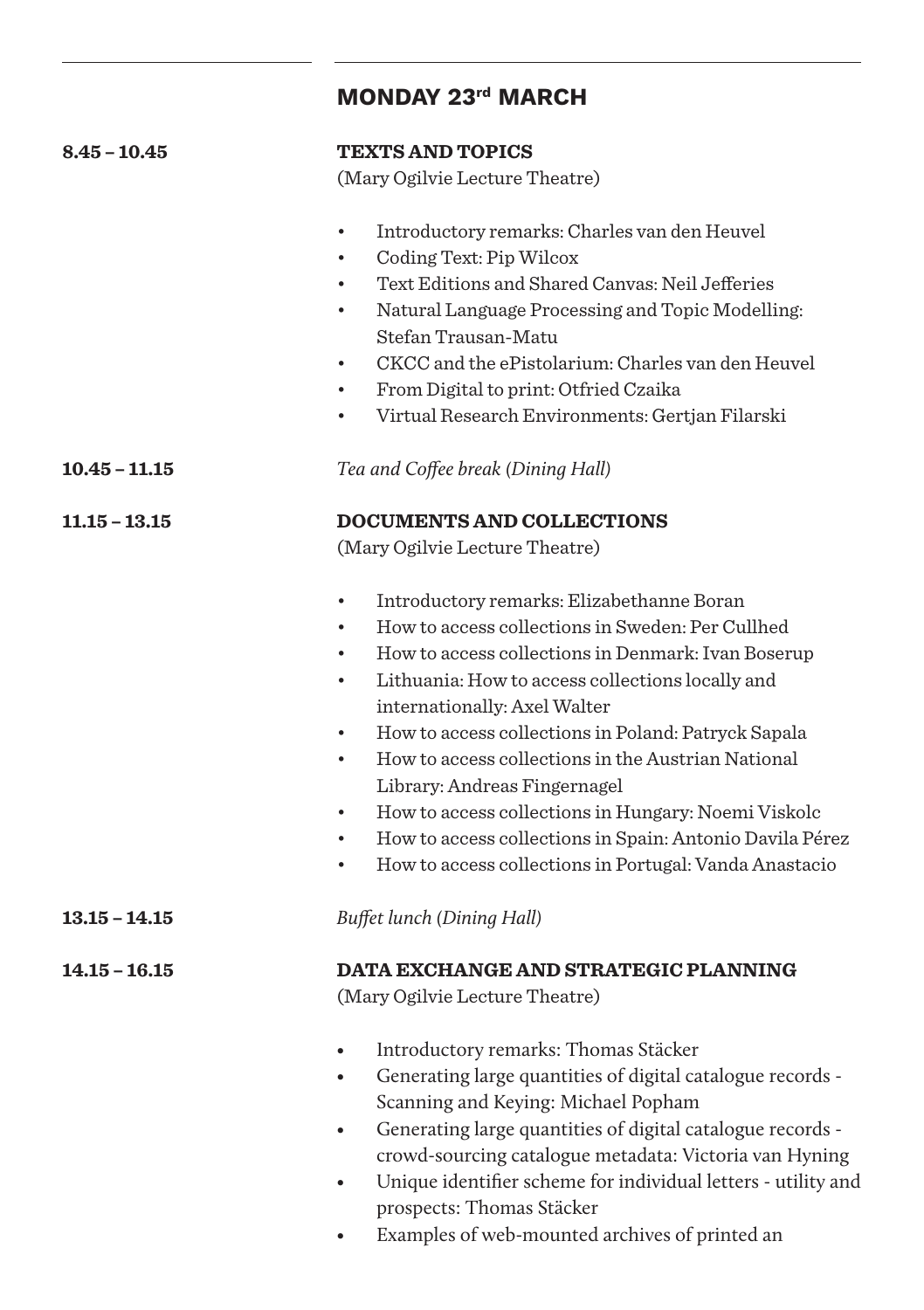## MONDAY 23rd MARCH

**8.45 – 10.45**

**TEXTS AND TOPICS**
(Mary Ogilvie Lecture Theatre)

- Introductory remarks: Charles van den Heuvel
- Coding Text: Pip Wilcox
- Text Editions and Shared Canvas: Neil Jefferies
- Natural Language Processing and Topic Modelling: Stefan Trausan-Matu
- CKCC and the ePistolarium: Charles van den Heuvel
- From Digital to print: Otfried Czaika
- Virtual Research Environments: Gertjan Filarski

**10.45 – 11.15**

*Tea and Coffee break (Dining Hall)*

**11.15 – 13.15**

**DOCUMENTS AND COLLECTIONS**
(Mary Ogilvie Lecture Theatre)

- Introductory remarks: Elizabethanne Boran
- How to access collections in Sweden: Per Cullhed
- How to access collections in Denmark: Ivan Boserup
- Lithuania: How to access collections locally and internationally: Axel Walter
- How to access collections in Poland: Patryck Sapala
- How to access collections in the Austrian National Library: Andreas Fingernagel
- How to access collections in Hungary: Noemi Viskolc
- How to access collections in Spain: Antonio Davila Pérez
- How to access collections in Portugal: Vanda Anastacio

**13.15 – 14.15**

*Buffet lunch (Dining Hall)*

**14.15 – 16.15**

**DATA EXCHANGE AND STRATEGIC PLANNING**
(Mary Ogilvie Lecture Theatre)

- Introductory remarks: Thomas Stäcker
- Generating large quantities of digital catalogue records - Scanning and Keying: Michael Popham
- Generating large quantities of digital catalogue records - crowd-sourcing catalogue metadata: Victoria van Hyning
- Unique identifier scheme for individual letters - utility and prospects: Thomas Stäcker
- Examples of web-mounted archives of printed an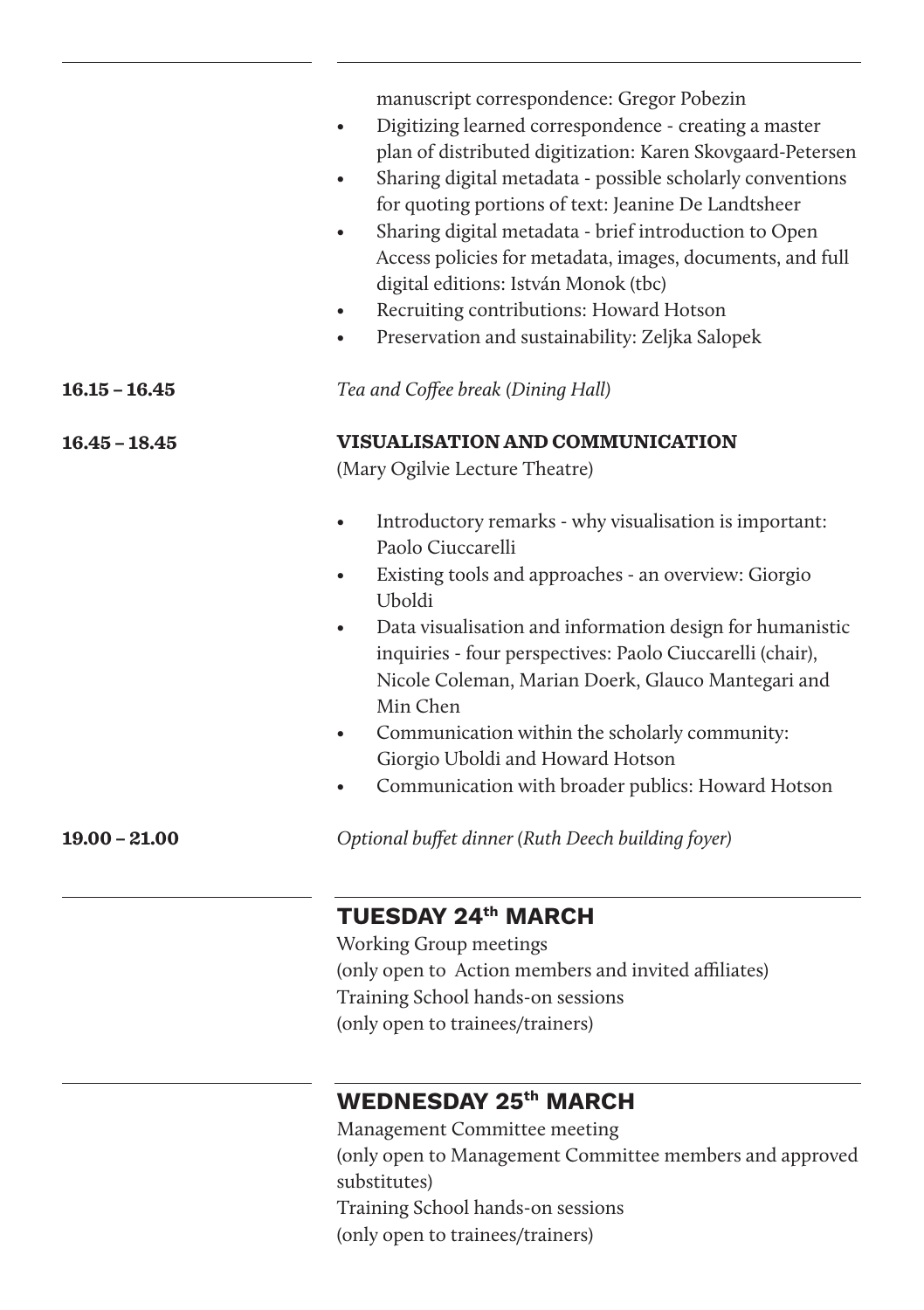manuscript correspondence: Gregor Pobezin

- Digitizing learned correspondence - creating a master plan of distributed digitization: Karen Skovgaard-Petersen
- Sharing digital metadata - possible scholarly conventions for quoting portions of text: Jeanine De Landtsheer
- Sharing digital metadata - brief introduction to Open Access policies for metadata, images, documents, and full digital editions: István Monok (tbc)
- Recruiting contributions: Howard Hotson
- Preservation and sustainability: Zeljka Salopek

**16.15 – 16.45** *Tea and Coffee break (Dining Hall)*

**16.45 – 18.45** **VISUALISATION AND COMMUNICATION**
(Mary Ogilvie Lecture Theatre)

- Introductory remarks - why visualisation is important: Paolo Ciuccarelli
- Existing tools and approaches - an overview: Giorgio Uboldi
- Data visualisation and information design for humanistic inquiries - four perspectives: Paolo Ciuccarelli (chair), Nicole Coleman, Marian Doerk, Glauco Mantegari and Min Chen
- Communication within the scholarly community: Giorgio Uboldi and Howard Hotson
- Communication with broader publics: Howard Hotson

**19.00 – 21.00** *Optional buffet dinner (Ruth Deech building foyer)*

## TUESDAY 24th MARCH

Working Group meetings
(only open to Action members and invited affiliates)
Training School hands-on sessions
(only open to trainees/trainers)

## WEDNESDAY 25th MARCH

Management Committee meeting
(only open to Management Committee members and approved substitutes)
Training School hands-on sessions
(only open to trainees/trainers)